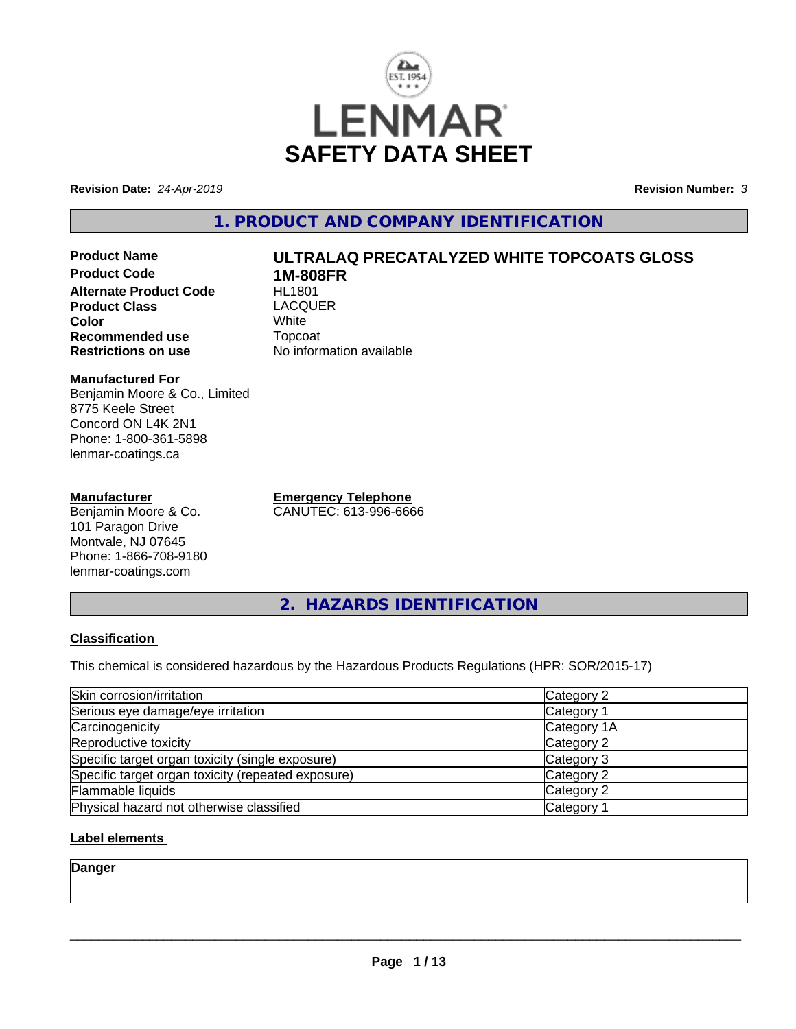# LENMAR SAFETY DATA SHEET

**Revision Date:** *24-Apr-2019*

**Revision Number:** *3*

## 1. PRODUCT AND COMPANY IDENTIFICATION

| | |
|---|---|
| **Product Name** | **ULTRALAQ PRECATALYZED WHITE TOPCOATS GLOSS** |
| **Product Code** | **1M-808FR** |
| **Alternate Product Code** | HL1801 |
| **Product Class** | LACQUER |
| **Color** | White |
| **Recommended use** | Topcoat |
| **Restrictions on use** | No information available |

**Manufactured For**
Benjamin Moore & Co., Limited
8775 Keele Street
Concord ON L4K 2N1
Phone: 1-800-361-5898
lenmar-coatings.ca

**Manufacturer**
Benjamin Moore & Co.
101 Paragon Drive
Montvale, NJ 07645
Phone: 1-866-708-9180
lenmar-coatings.com

**Emergency Telephone**
CANUTEC: 613-996-6666

## 2. HAZARDS IDENTIFICATION

**Classification**

This chemical is considered hazardous by the Hazardous Products Regulations (HPR: SOR/2015-17)

| | |
|---|---|
| Skin corrosion/irritation | Category 2 |
| Serious eye damage/eye irritation | Category 1 |
| Carcinogenicity | Category 1A |
| Reproductive toxicity | Category 2 |
| Specific target organ toxicity (single exposure) | Category 3 |
| Specific target organ toxicity (repeated exposure) | Category 2 |
| Flammable liquids | Category 2 |
| Physical hazard not otherwise classified | Category 1 |

**Label elements**

**Danger**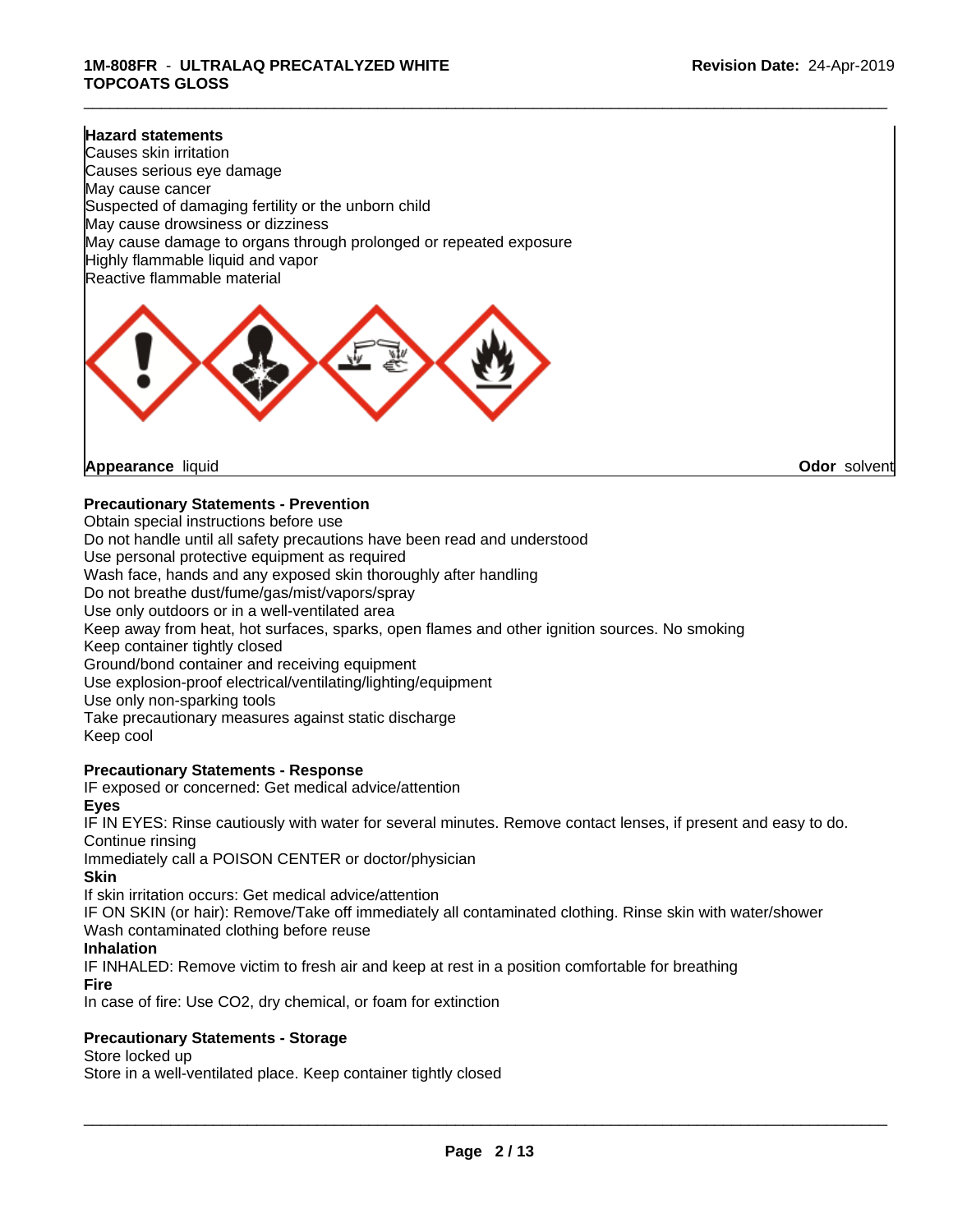**Hazard statements**
Causes skin irritation
Causes serious eye damage
May cause cancer
Suspected of damaging fertility or the unborn child
May cause drowsiness or dizziness
May cause damage to organs through prolonged or repeated exposure
Highly flammable liquid and vapor
Reactive flammable material

**Appearance** liquid **Odor** solvent

**Precautionary Statements - Prevention**
Obtain special instructions before use
Do not handle until all safety precautions have been read and understood
Use personal protective equipment as required
Wash face, hands and any exposed skin thoroughly after handling
Do not breathe dust/fume/gas/mist/vapors/spray
Use only outdoors or in a well-ventilated area
Keep away from heat, hot surfaces, sparks, open flames and other ignition sources. No smoking
Keep container tightly closed
Ground/bond container and receiving equipment
Use explosion-proof electrical/ventilating/lighting/equipment
Use only non-sparking tools
Take precautionary measures against static discharge
Keep cool

**Precautionary Statements - Response**
IF exposed or concerned: Get medical advice/attention
**Eyes**
IF IN EYES: Rinse cautiously with water for several minutes. Remove contact lenses, if present and easy to do. Continue rinsing
Immediately call a POISON CENTER or doctor/physician
**Skin**
If skin irritation occurs: Get medical advice/attention
IF ON SKIN (or hair): Remove/Take off immediately all contaminated clothing. Rinse skin with water/shower
Wash contaminated clothing before reuse
**Inhalation**
IF INHALED: Remove victim to fresh air and keep at rest in a position comfortable for breathing
**Fire**
In case of fire: Use $CO_2$, dry chemical, or foam for extinction

**Precautionary Statements - Storage**
Store locked up
Store in a well-ventilated place. Keep container tightly closed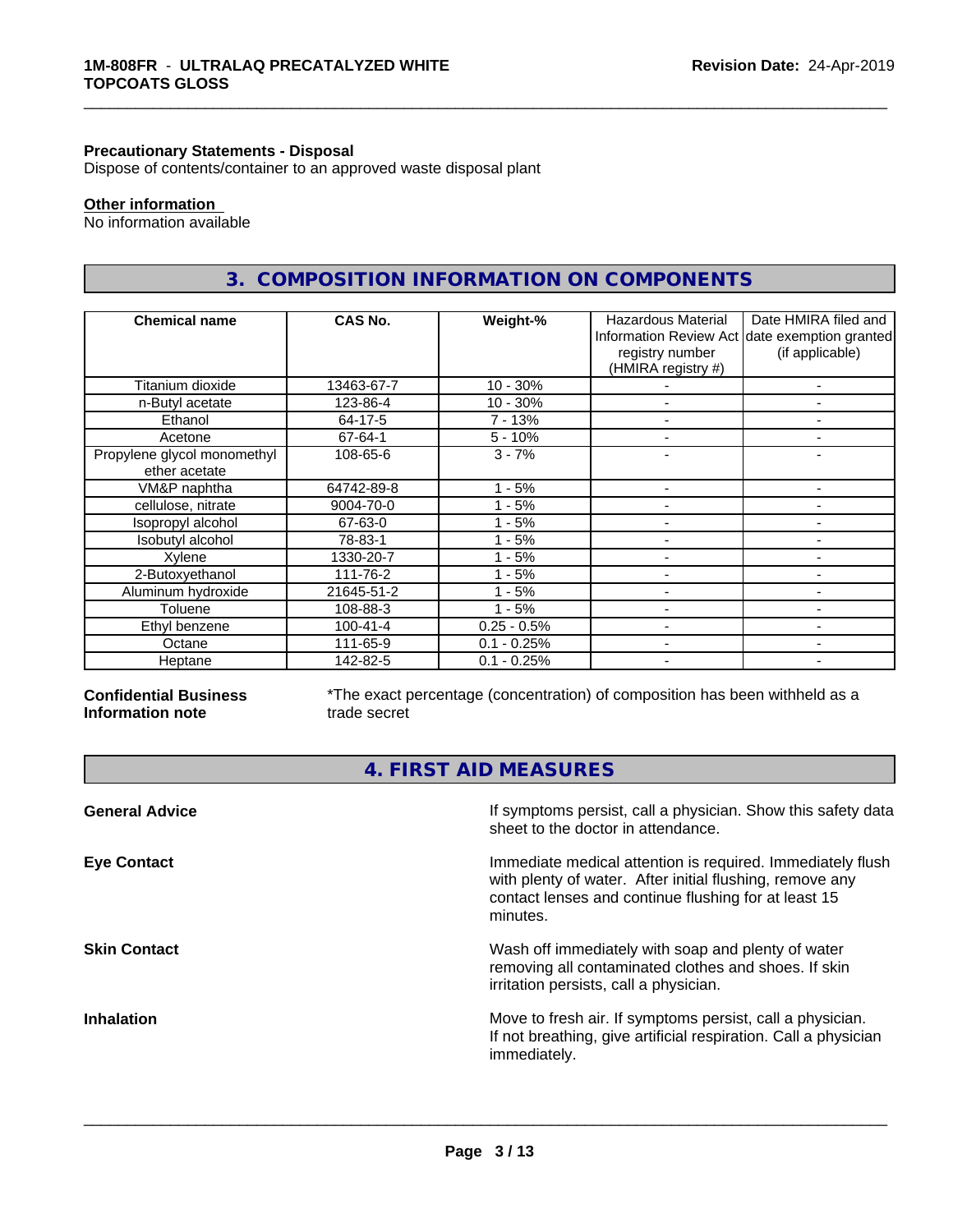**Precautionary Statements - Disposal**
Dispose of contents/container to an approved waste disposal plant

**Other information**
No information available

## 3. COMPOSITION INFORMATION ON COMPONENTS

| Chemical name | CAS No. | Weight-% | Hazardous Material Information Review Act registry number (HMIRA registry #) | Date HMIRA filed and date exemption granted (if applicable) |
|---|---|---|---|---|
| Titanium dioxide | 13463-67-7 | 10 - 30% | - | - |
| n-Butyl acetate | 123-86-4 | 10 - 30% | - | - |
| Ethanol | 64-17-5 | 7 - 13% | - | - |
| Acetone | 67-64-1 | 5 - 10% | - | - |
| Propylene glycol monomethyl ether acetate | 108-65-6 | 3 - 7% | - | - |
| VM&P naphtha | 64742-89-8 | 1 - 5% | - | - |
| cellulose, nitrate | 9004-70-0 | 1 - 5% | - | - |
| Isopropyl alcohol | 67-63-0 | 1 - 5% | - | - |
| Isobutyl alcohol | 78-83-1 | 1 - 5% | - | - |
| Xylene | 1330-20-7 | 1 - 5% | - | - |
| 2-Butoxyethanol | 111-76-2 | 1 - 5% | - | - |
| Aluminum hydroxide | 21645-51-2 | 1 - 5% | - | - |
| Toluene | 108-88-3 | 1 - 5% | - | - |
| Ethyl benzene | 100-41-4 | 0.25 - 0.5% | - | - |
| Octane | 111-65-9 | 0.1 - 0.25% | - | - |
| Heptane | 142-82-5 | 0.1 - 0.25% | - | - |

**Confidential Business Information note**
*The exact percentage (concentration) of composition has been withheld as a trade secret

## 4. FIRST AID MEASURES

**General Advice**
If symptoms persist, call a physician. Show this safety data sheet to the doctor in attendance.

**Eye Contact**
Immediate medical attention is required. Immediately flush with plenty of water. After initial flushing, remove any contact lenses and continue flushing for at least 15 minutes.

**Skin Contact**
Wash off immediately with soap and plenty of water removing all contaminated clothes and shoes. If skin irritation persists, call a physician.

**Inhalation**
Move to fresh air. If symptoms persist, call a physician. If not breathing, give artificial respiration. Call a physician immediately.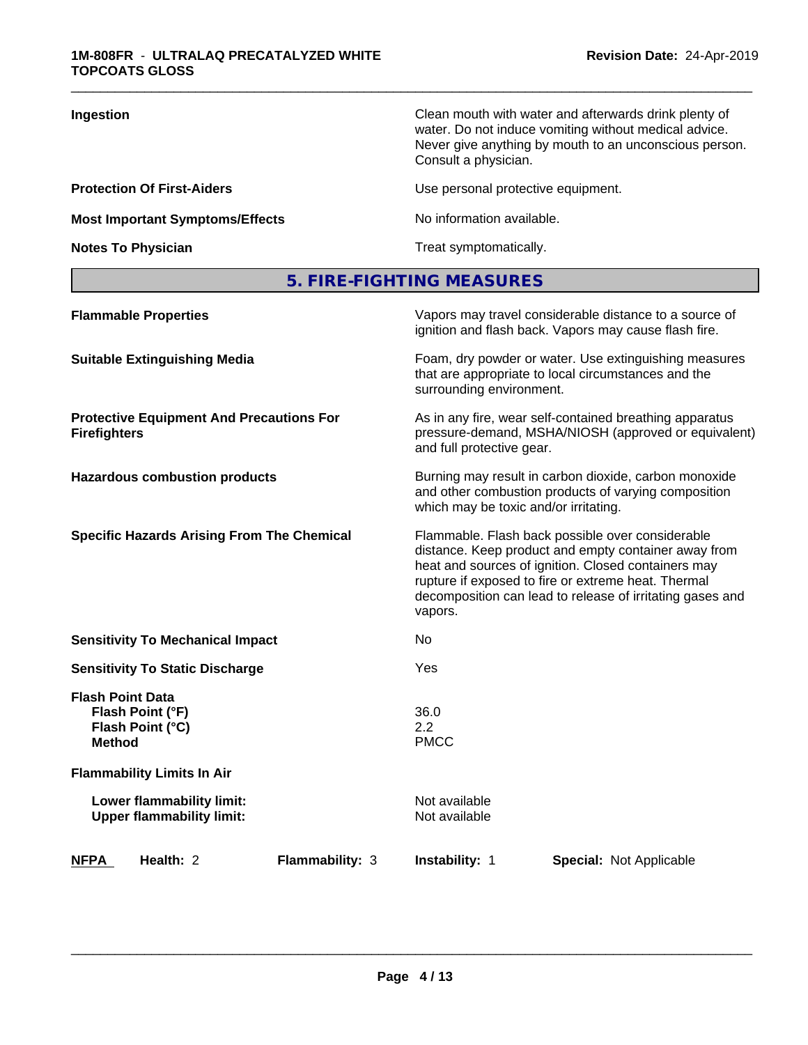| | |
|---|---|
| **Ingestion** | Clean mouth with water and afterwards drink plenty of water. Do not induce vomiting without medical advice. Never give anything by mouth to an unconscious person. Consult a physician. |
| **Protection Of First-Aiders** | Use personal protective equipment. |
| **Most Important Symptoms/Effects** | No information available. |
| **Notes To Physician** | Treat symptomatically. |

## 5. FIRE-FIGHTING MEASURES

| | |
|---|---|
| **Flammable Properties** | Vapors may travel considerable distance to a source of ignition and flash back. Vapors may cause flash fire. |
| **Suitable Extinguishing Media** | Foam, dry powder or water. Use extinguishing measures that are appropriate to local circumstances and the surrounding environment. |
| **Protective Equipment And Precautions For Firefighters** | As in any fire, wear self-contained breathing apparatus pressure-demand, MSHA/NIOSH (approved or equivalent) and full protective gear. |
| **Hazardous combustion products** | Burning may result in carbon dioxide, carbon monoxide and other combustion products of varying composition which may be toxic and/or irritating. |
| **Specific Hazards Arising From The Chemical** | Flammable. Flash back possible over considerable distance. Keep product and empty container away from heat and sources of ignition. Closed containers may rupture if exposed to fire or extreme heat. Thermal decomposition can lead to release of irritating gases and vapors. |
| **Sensitivity To Mechanical Impact** | No |
| **Sensitivity To Static Discharge** | Yes |

**Flash Point Data**

| | |
|---|---|
| **Flash Point (°F)** | 36.0 |
| **Flash Point (°C)** | 2.2 |
| **Method** | PMCC |

**Flammability Limits In Air**

| | |
|---|---|
| **Lower flammability limit:** | Not available |
| **Upper flammability limit:** | Not available |

| **NFPA** | **Health:** 2 | **Flammability:** 3 | **Instability:** 1 | **Special:** Not Applicable |
|---|---|---|---|---|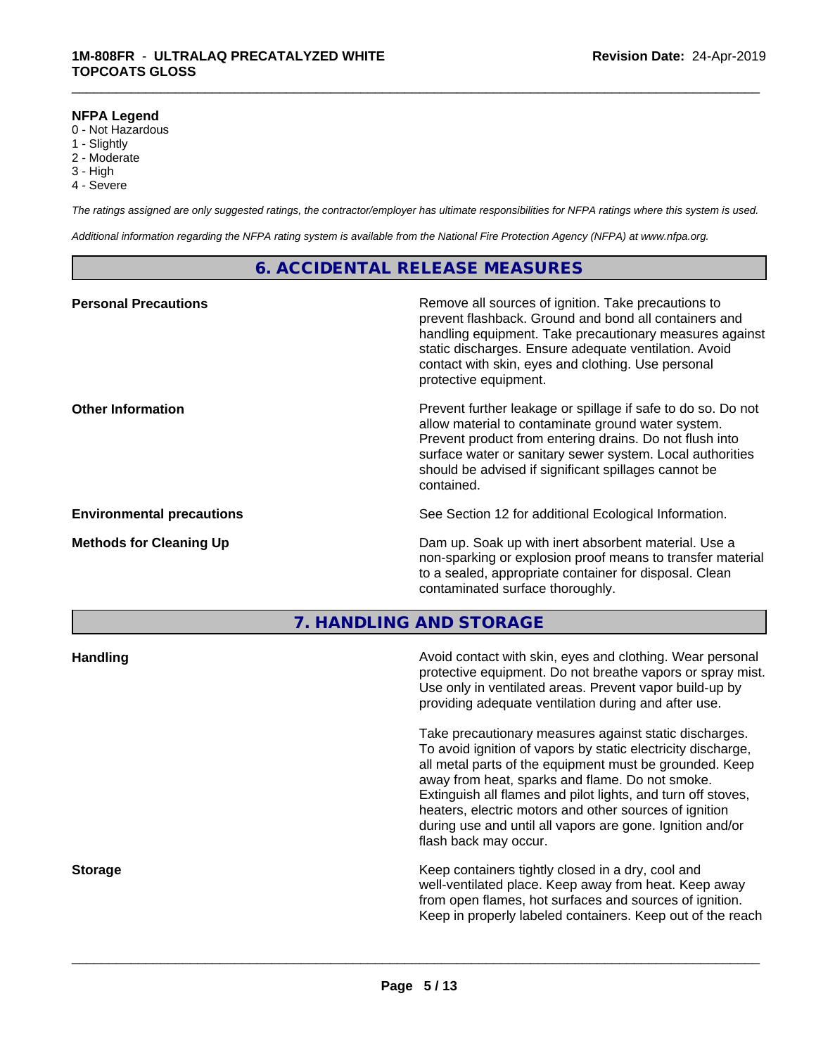**NFPA Legend**

0 - Not Hazardous
1 - Slightly
2 - Moderate
3 - High
4 - Severe

*The ratings assigned are only suggested ratings, the contractor/employer has ultimate responsibilities for NFPA ratings where this system is used.*

*Additional information regarding the NFPA rating system is available from the National Fire Protection Agency (NFPA) at www.nfpa.org.*

## 6. ACCIDENTAL RELEASE MEASURES

**Personal Precautions**

Remove all sources of ignition. Take precautions to prevent flashback. Ground and bond all containers and handling equipment. Take precautionary measures against static discharges. Ensure adequate ventilation. Avoid contact with skin, eyes and clothing. Use personal protective equipment.

**Other Information**

Prevent further leakage or spillage if safe to do so. Do not allow material to contaminate ground water system. Prevent product from entering drains. Do not flush into surface water or sanitary sewer system. Local authorities should be advised if significant spillages cannot be contained.

**Environmental precautions**

See Section 12 for additional Ecological Information.

**Methods for Cleaning Up**

Dam up. Soak up with inert absorbent material. Use a non-sparking or explosion proof means to transfer material to a sealed, appropriate container for disposal. Clean contaminated surface thoroughly.

## 7. HANDLING AND STORAGE

**Handling**

Avoid contact with skin, eyes and clothing. Wear personal protective equipment. Do not breathe vapors or spray mist. Use only in ventilated areas. Prevent vapor build-up by providing adequate ventilation during and after use.

Take precautionary measures against static discharges. To avoid ignition of vapors by static electricity discharge, all metal parts of the equipment must be grounded. Keep away from heat, sparks and flame. Do not smoke. Extinguish all flames and pilot lights, and turn off stoves, heaters, electric motors and other sources of ignition during use and until all vapors are gone. Ignition and/or flash back may occur.

**Storage**

Keep containers tightly closed in a dry, cool and well-ventilated place. Keep away from heat. Keep away from open flames, hot surfaces and sources of ignition. Keep in properly labeled containers. Keep out of the reach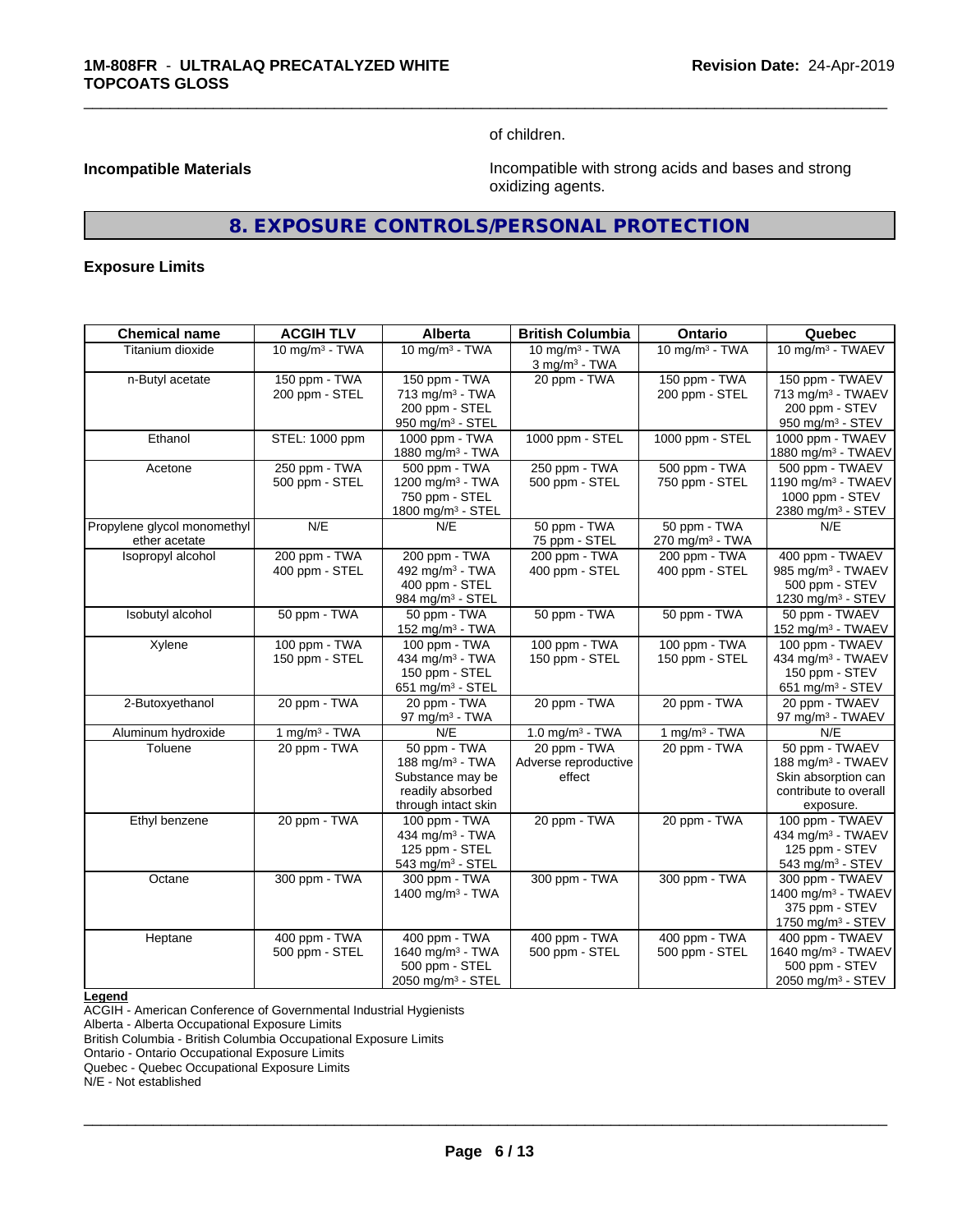of children.

**Incompatible Materials**

Incompatible with strong acids and bases and strong oxidizing agents.

## 8. EXPOSURE CONTROLS/PERSONAL PROTECTION

### Exposure Limits

| Chemical name | ACGIH TLV | Alberta | British Columbia | Ontario | Quebec |
|---|---|---|---|---|---|
| Titanium dioxide | 10 mg/m³ - TWA | 10 mg/m³ - TWA | 10 mg/m³ - TWA<br>3 mg/m³ - TWA | 10 mg/m³ - TWA | 10 mg/m³ - TWAEV |
| n-Butyl acetate | 150 ppm - TWA<br>200 ppm - STEL | 150 ppm - TWA<br>713 mg/m³ - TWA<br>200 ppm - STEL<br>950 mg/m³ - STEL | 20 ppm - TWA | 150 ppm - TWA<br>200 ppm - STEL | 150 ppm - TWAEV<br>713 mg/m³ - TWAEV<br>200 ppm - STEV<br>950 mg/m³ - STEV |
| Ethanol | STEL: 1000 ppm | 1000 ppm - TWA<br>1880 mg/m³ - TWA | 1000 ppm - STEL | 1000 ppm - STEL | 1000 ppm - TWAEV<br>1880 mg/m³ - TWAEV |
| Acetone | 250 ppm - TWA<br>500 ppm - STEL | 500 ppm - TWA<br>1200 mg/m³ - TWA<br>750 ppm - STEL<br>1800 mg/m³ - STEL | 250 ppm - TWA<br>500 ppm - STEL | 500 ppm - TWA<br>750 ppm - STEL | 500 ppm - TWAEV<br>1190 mg/m³ - TWAEV<br>1000 ppm - STEV<br>2380 mg/m³ - STEV |
| Propylene glycol monomethyl ether acetate | N/E | N/E | 50 ppm - TWA<br>75 ppm - STEL | 50 ppm - TWA<br>270 mg/m³ - TWA | N/E |
| Isopropyl alcohol | 200 ppm - TWA<br>400 ppm - STEL | 200 ppm - TWA<br>492 mg/m³ - TWA<br>400 ppm - STEL<br>984 mg/m³ - STEL | 200 ppm - TWA<br>400 ppm - STEL | 200 ppm - TWA<br>400 ppm - STEL | 400 ppm - TWAEV<br>985 mg/m³ - TWAEV<br>500 ppm - STEV<br>1230 mg/m³ - STEV |
| Isobutyl alcohol | 50 ppm - TWA | 50 ppm - TWA<br>152 mg/m³ - TWA | 50 ppm - TWA | 50 ppm - TWA | 50 ppm - TWAEV<br>152 mg/m³ - TWAEV |
| Xylene | 100 ppm - TWA<br>150 ppm - STEL | 100 ppm - TWA<br>434 mg/m³ - TWA<br>150 ppm - STEL<br>651 mg/m³ - STEL | 100 ppm - TWA<br>150 ppm - STEL | 100 ppm - TWA<br>150 ppm - STEL | 100 ppm - TWAEV<br>434 mg/m³ - TWAEV<br>150 ppm - STEV<br>651 mg/m³ - STEV |
| 2-Butoxyethanol | 20 ppm - TWA | 20 ppm - TWA<br>97 mg/m³ - TWA | 20 ppm - TWA | 20 ppm - TWA | 20 ppm - TWAEV<br>97 mg/m³ - TWAEV |
| Aluminum hydroxide | 1 mg/m³ - TWA | N/E | 1.0 mg/m³ - TWA | 1 mg/m³ - TWA | N/E |
| Toluene | 20 ppm - TWA | 50 ppm - TWA<br>188 mg/m³ - TWA<br>Substance may be readily absorbed through intact skin | 20 ppm - TWA<br>Adverse reproductive effect | 20 ppm - TWA | 50 ppm - TWAEV<br>188 mg/m³ - TWAEV<br>Skin absorption can contribute to overall exposure. |
| Ethyl benzene | 20 ppm - TWA | 100 ppm - TWA<br>434 mg/m³ - TWA<br>125 ppm - STEL<br>543 mg/m³ - STEL | 20 ppm - TWA | 20 ppm - TWA | 100 ppm - TWAEV<br>434 mg/m³ - TWAEV<br>125 ppm - STEV<br>543 mg/m³ - STEV |
| Octane | 300 ppm - TWA | 300 ppm - TWA<br>1400 mg/m³ - TWA | 300 ppm - TWA | 300 ppm - TWA | 300 ppm - TWAEV<br>1400 mg/m³ - TWAEV<br>375 ppm - STEV<br>1750 mg/m³ - STEV |
| Heptane | 400 ppm - TWA<br>500 ppm - STEL | 400 ppm - TWA<br>1640 mg/m³ - TWA<br>500 ppm - STEL<br>2050 mg/m³ - STEL | 400 ppm - TWA<br>500 ppm - STEL | 400 ppm - TWA<br>500 ppm - STEL | 400 ppm - TWAEV<br>1640 mg/m³ - TWAEV<br>500 ppm - STEV<br>2050 mg/m³ - STEV |

**Legend**

ACGIH - American Conference of Governmental Industrial Hygienists
Alberta - Alberta Occupational Exposure Limits
British Columbia - British Columbia Occupational Exposure Limits
Ontario - Ontario Occupational Exposure Limits
Quebec - Quebec Occupational Exposure Limits
N/E - Not established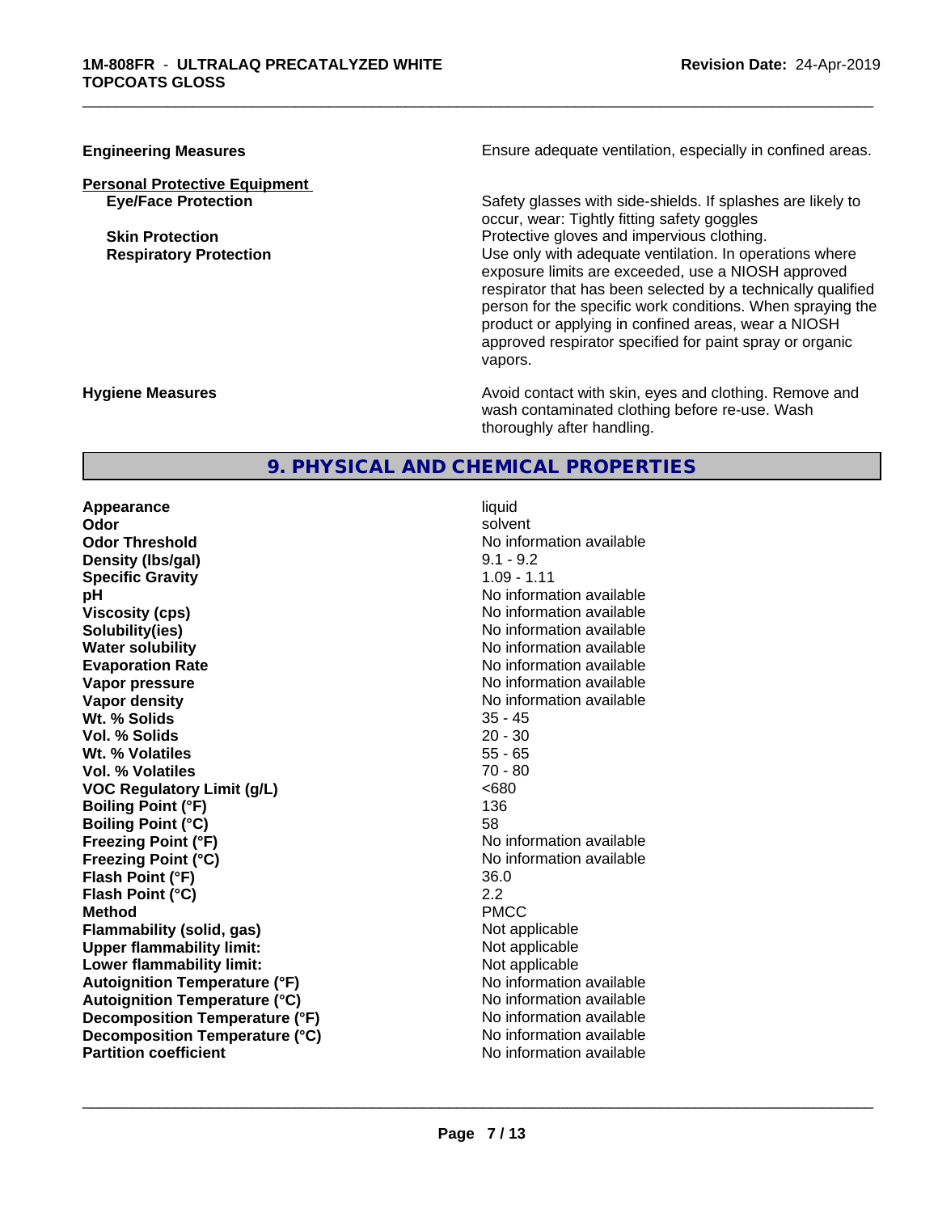| | |
|---|---|
| **Engineering Measures** | Ensure adequate ventilation, especially in confined areas. |

**Personal Protective Equipment**

| | |
|---|---|
| **Eye/Face Protection** | Safety glasses with side-shields. If splashes are likely to occur, wear: Tightly fitting safety goggles |
| **Skin Protection** | Protective gloves and impervious clothing. |
| **Respiratory Protection** | Use only with adequate ventilation. In operations where exposure limits are exceeded, use a NIOSH approved respirator that has been selected by a technically qualified person for the specific work conditions. When spraying the product or applying in confined areas, wear a NIOSH approved respirator specified for paint spray or organic vapors. |
| **Hygiene Measures** | Avoid contact with skin, eyes and clothing. Remove and wash contaminated clothing before re-use. Wash thoroughly after handling. |

## 9. PHYSICAL AND CHEMICAL PROPERTIES

| | |
|---|---|
| **Appearance** | liquid |
| **Odor** | solvent |
| **Odor Threshold** | No information available |
| **Density (lbs/gal)** | 9.1 - 9.2 |
| **Specific Gravity** | 1.09 - 1.11 |
| **pH** | No information available |
| **Viscosity (cps)** | No information available |
| **Solubility(ies)** | No information available |
| **Water solubility** | No information available |
| **Evaporation Rate** | No information available |
| **Vapor pressure** | No information available |
| **Vapor density** | No information available |
| **Wt. % Solids** | 35 - 45 |
| **Vol. % Solids** | 20 - 30 |
| **Wt. % Volatiles** | 55 - 65 |
| **Vol. % Volatiles** | 70 - 80 |
| **VOC Regulatory Limit (g/L)** | <680 |
| **Boiling Point (°F)** | 136 |
| **Boiling Point (°C)** | 58 |
| **Freezing Point (°F)** | No information available |
| **Freezing Point (°C)** | No information available |
| **Flash Point (°F)** | 36.0 |
| **Flash Point (°C)** | 2.2 |
| **Method** | PMCC |
| **Flammability (solid, gas)** | Not applicable |
| **Upper flammability limit:** | Not applicable |
| **Lower flammability limit:** | Not applicable |
| **Autoignition Temperature (°F)** | No information available |
| **Autoignition Temperature (°C)** | No information available |
| **Decomposition Temperature (°F)** | No information available |
| **Decomposition Temperature (°C)** | No information available |
| **Partition coefficient** | No information available |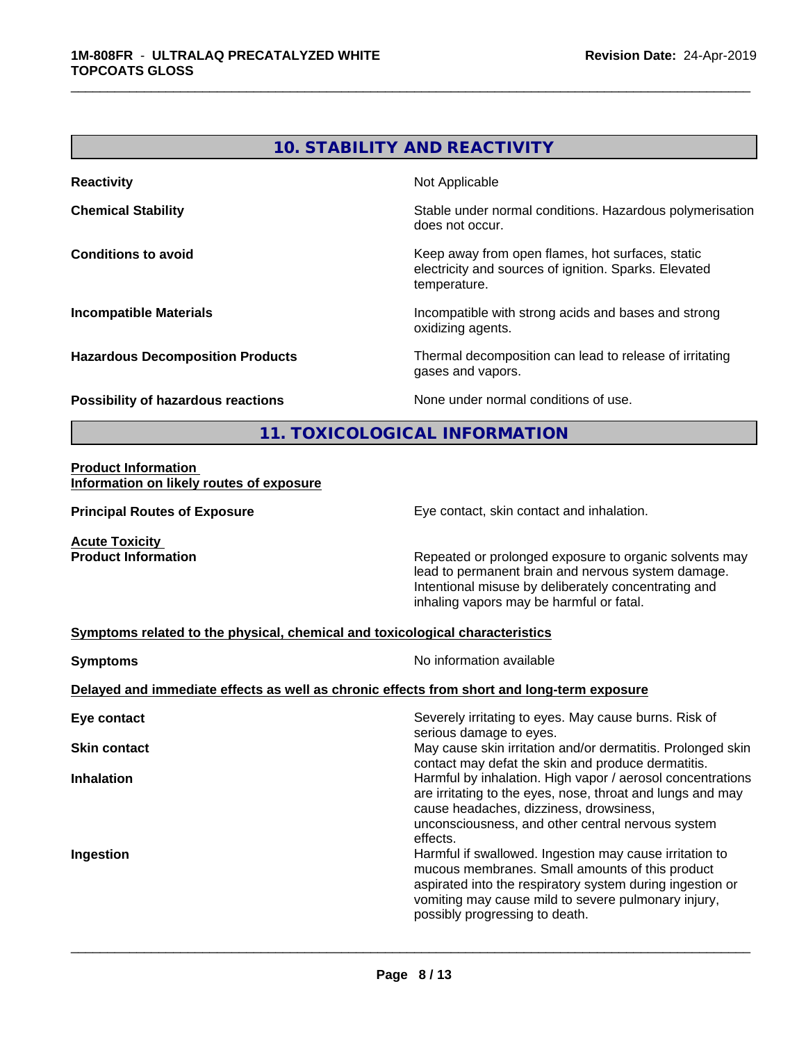## 10. STABILITY AND REACTIVITY

| | |
|---|---|
| **Reactivity** | Not Applicable |
| **Chemical Stability** | Stable under normal conditions. Hazardous polymerisation does not occur. |
| **Conditions to avoid** | Keep away from open flames, hot surfaces, static electricity and sources of ignition. Sparks. Elevated temperature. |
| **Incompatible Materials** | Incompatible with strong acids and bases and strong oxidizing agents. |
| **Hazardous Decomposition Products** | Thermal decomposition can lead to release of irritating gases and vapors. |
| **Possibility of hazardous reactions** | None under normal conditions of use. |

## 11. TOXICOLOGICAL INFORMATION

**Product Information**
**Information on likely routes of exposure**

**Principal Routes of Exposure** — Eye contact, skin contact and inhalation.

**Acute Toxicity**
**Product Information** — Repeated or prolonged exposure to organic solvents may lead to permanent brain and nervous system damage. Intentional misuse by deliberately concentrating and inhaling vapors may be harmful or fatal.

**Symptoms related to the physical, chemical and toxicological characteristics**

**Symptoms** — No information available

**Delayed and immediate effects as well as chronic effects from short and long-term exposure**

| | |
|---|---|
| **Eye contact** | Severely irritating to eyes. May cause burns. Risk of serious damage to eyes. |
| **Skin contact** | May cause skin irritation and/or dermatitis. Prolonged skin contact may defat the skin and produce dermatitis. |
| **Inhalation** | Harmful by inhalation. High vapor / aerosol concentrations are irritating to the eyes, nose, throat and lungs and may cause headaches, dizziness, drowsiness, unconsciousness, and other central nervous system effects. |
| **Ingestion** | Harmful if swallowed. Ingestion may cause irritation to mucous membranes. Small amounts of this product aspirated into the respiratory system during ingestion or vomiting may cause mild to severe pulmonary injury, possibly progressing to death. |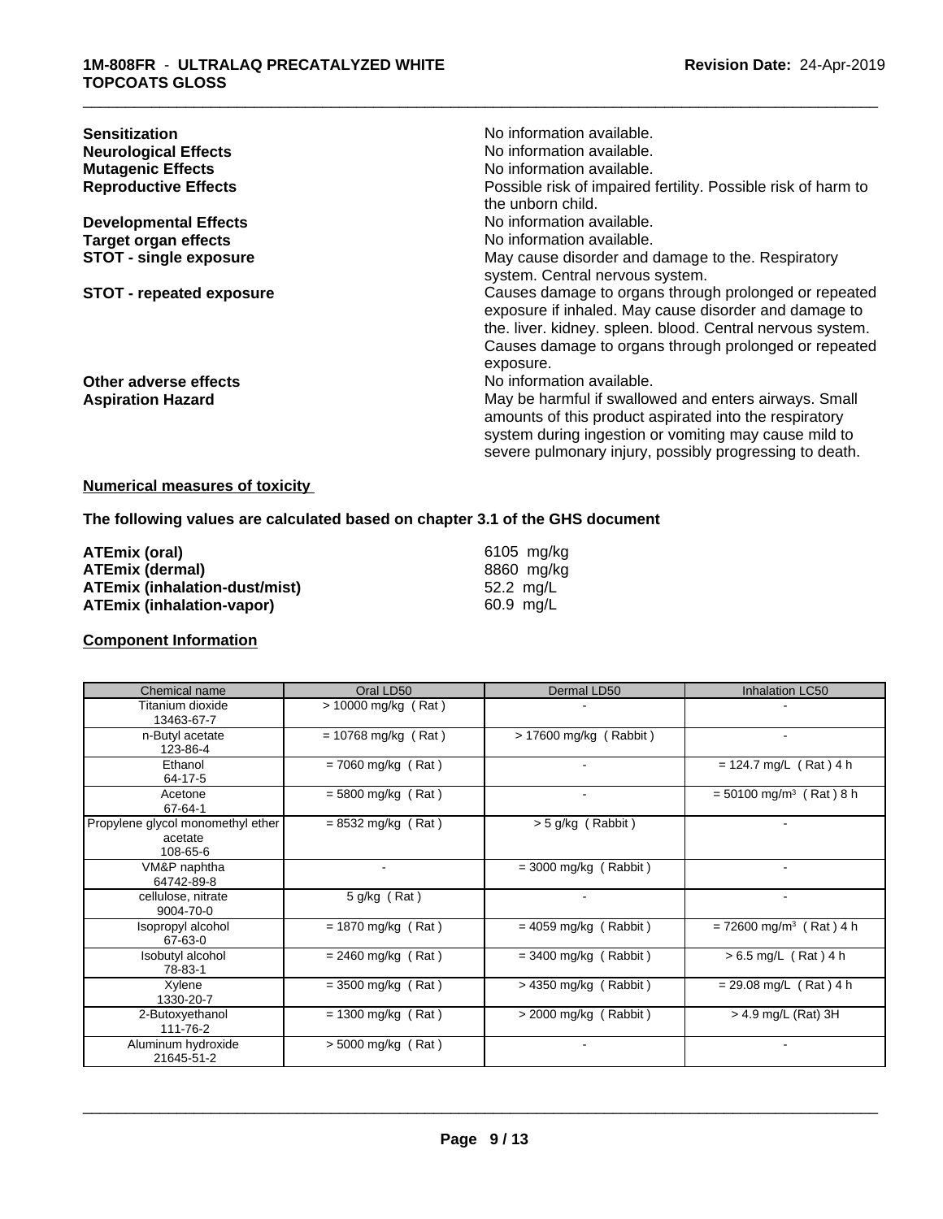| | |
|---|---|
| **Sensitization** | No information available. |
| **Neurological Effects** | No information available. |
| **Mutagenic Effects** | No information available. |
| **Reproductive Effects** | Possible risk of impaired fertility. Possible risk of harm to the unborn child. |
| **Developmental Effects** | No information available. |
| **Target organ effects** | No information available. |
| **STOT - single exposure** | May cause disorder and damage to the. Respiratory system. Central nervous system. |
| **STOT - repeated exposure** | Causes damage to organs through prolonged or repeated exposure if inhaled. May cause disorder and damage to the. liver. kidney. spleen. blood. Central nervous system. Causes damage to organs through prolonged or repeated exposure. |
| **Other adverse effects** | No information available. |
| **Aspiration Hazard** | May be harmful if swallowed and enters airways. Small amounts of this product aspirated into the respiratory system during ingestion or vomiting may cause mild to severe pulmonary injury, possibly progressing to death. |

**Numerical measures of toxicity**

**The following values are calculated based on chapter 3.1 of the GHS document**

| | |
|---|---|
| **ATEmix (oral)** | 6105 mg/kg |
| **ATEmix (dermal)** | 8860 mg/kg |
| **ATEmix (inhalation-dust/mist)** | 52.2 mg/L |
| **ATEmix (inhalation-vapor)** | 60.9 mg/L |

**Component Information**

| Chemical name | Oral LD50 | Dermal LD50 | Inhalation LC50 |
|---|---|---|---|
| Titanium dioxide<br>13463-67-7 | > 10000 mg/kg ( Rat ) | - | - |
| n-Butyl acetate<br>123-86-4 | = 10768 mg/kg ( Rat ) | > 17600 mg/kg ( Rabbit ) | - |
| Ethanol<br>64-17-5 | = 7060 mg/kg ( Rat ) | - | = 124.7 mg/L ( Rat ) 4 h |
| Acetone<br>67-64-1 | = 5800 mg/kg ( Rat ) | - | = 50100 mg/m$^3$ ( Rat ) 8 h |
| Propylene glycol monomethyl ether acetate<br>108-65-6 | = 8532 mg/kg ( Rat ) | > 5 g/kg ( Rabbit ) | - |
| VM&P naphtha<br>64742-89-8 | - | = 3000 mg/kg ( Rabbit ) | - |
| cellulose, nitrate<br>9004-70-0 | 5 g/kg ( Rat ) | - | - |
| Isopropyl alcohol<br>67-63-0 | = 1870 mg/kg ( Rat ) | = 4059 mg/kg ( Rabbit ) | = 72600 mg/m$^3$ ( Rat ) 4 h |
| Isobutyl alcohol<br>78-83-1 | = 2460 mg/kg ( Rat ) | = 3400 mg/kg ( Rabbit ) | > 6.5 mg/L ( Rat ) 4 h |
| Xylene<br>1330-20-7 | = 3500 mg/kg ( Rat ) | > 4350 mg/kg ( Rabbit ) | = 29.08 mg/L ( Rat ) 4 h |
| 2-Butoxyethanol<br>111-76-2 | = 1300 mg/kg ( Rat ) | > 2000 mg/kg ( Rabbit ) | > 4.9 mg/L (Rat) 3H |
| Aluminum hydroxide<br>21645-51-2 | > 5000 mg/kg ( Rat ) | - | - |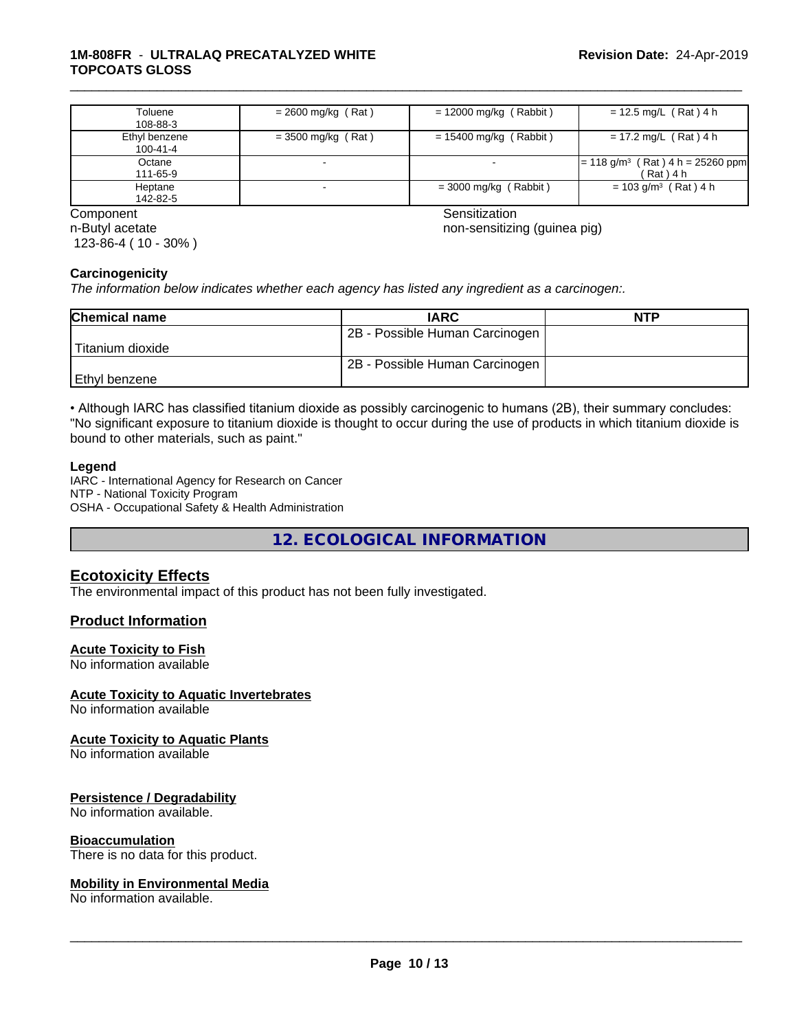| Toluene 108-88-3 | = 2600 mg/kg ( Rat ) | = 12000 mg/kg ( Rabbit ) | = 12.5 mg/L ( Rat ) 4 h |
|---|---|---|---|
| Ethyl benzene 100-41-4 | = 3500 mg/kg ( Rat ) | = 15400 mg/kg ( Rabbit ) | = 17.2 mg/L ( Rat ) 4 h |
| Octane 111-65-9 | - | - | = 118 g/m³ ( Rat ) 4 h = 25260 ppm ( Rat ) 4 h |
| Heptane 142-82-5 | - | = 3000 mg/kg ( Rabbit ) | = 103 g/m³ ( Rat ) 4 h |

| Component | Sensitization |
|---|---|
| n-Butyl acetate 123-86-4 ( 10 - 30% ) | non-sensitizing (guinea pig) |

**Carcinogenicity**

*The information below indicates whether each agency has listed any ingredient as a carcinogen:.*

| Chemical name | IARC | NTP |
|---|---|---|
| Titanium dioxide | 2B - Possible Human Carcinogen | |
| Ethyl benzene | 2B - Possible Human Carcinogen | |

• Although IARC has classified titanium dioxide as possibly carcinogenic to humans (2B), their summary concludes: "No significant exposure to titanium dioxide is thought to occur during the use of products in which titanium dioxide is bound to other materials, such as paint."

**Legend**

IARC - International Agency for Research on Cancer
NTP - National Toxicity Program
OSHA - Occupational Safety & Health Administration

## 12. ECOLOGICAL INFORMATION

### Ecotoxicity Effects

The environmental impact of this product has not been fully investigated.

### Product Information

**Acute Toxicity to Fish**
No information available

**Acute Toxicity to Aquatic Invertebrates**
No information available

**Acute Toxicity to Aquatic Plants**
No information available

**Persistence / Degradability**
No information available.

**Bioaccumulation**
There is no data for this product.

**Mobility in Environmental Media**
No information available.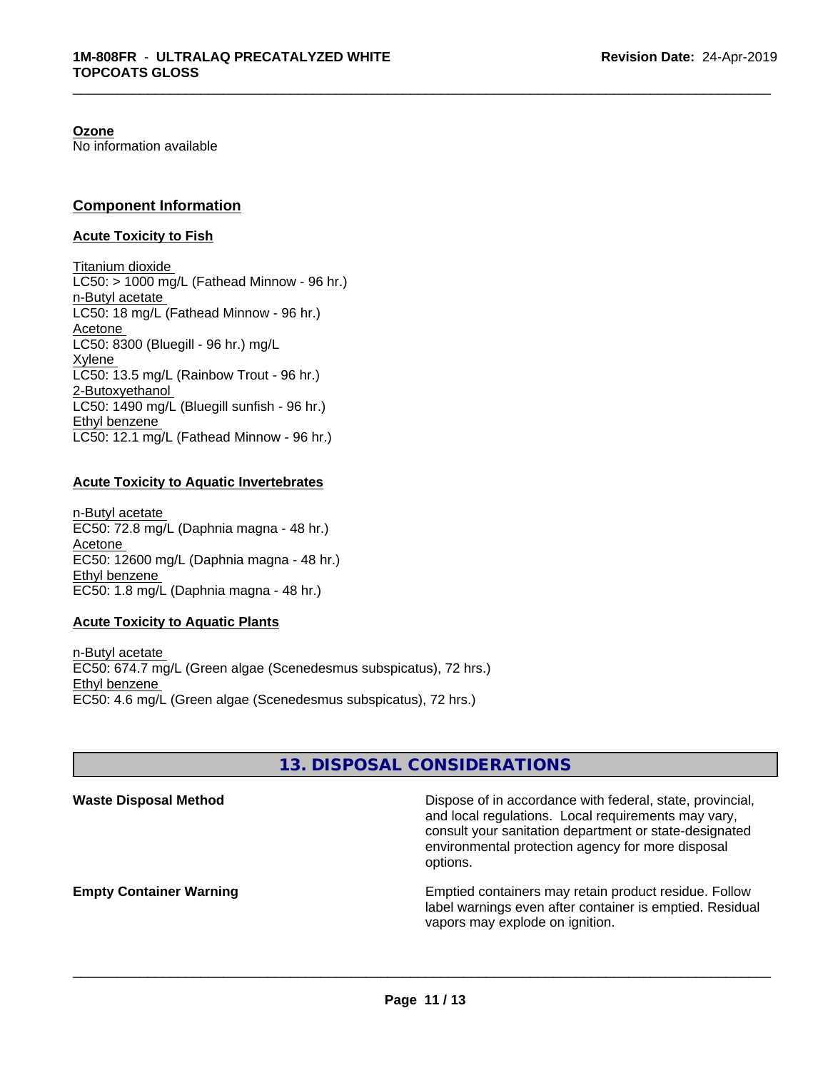**Ozone**

No information available

## Component Information

### Acute Toxicity to Fish

Titanium dioxide
LC50: > 1000 mg/L (Fathead Minnow - 96 hr.)
n-Butyl acetate
LC50: 18 mg/L (Fathead Minnow - 96 hr.)
Acetone
LC50: 8300 (Bluegill - 96 hr.) mg/L
Xylene
LC50: 13.5 mg/L (Rainbow Trout - 96 hr.)
2-Butoxyethanol
LC50: 1490 mg/L (Bluegill sunfish - 96 hr.)
Ethyl benzene
LC50: 12.1 mg/L (Fathead Minnow - 96 hr.)

### Acute Toxicity to Aquatic Invertebrates

n-Butyl acetate
EC50: 72.8 mg/L (Daphnia magna - 48 hr.)
Acetone
EC50: 12600 mg/L (Daphnia magna - 48 hr.)
Ethyl benzene
EC50: 1.8 mg/L (Daphnia magna - 48 hr.)

### Acute Toxicity to Aquatic Plants

n-Butyl acetate
EC50: 674.7 mg/L (Green algae (Scenedesmus subspicatus), 72 hrs.)
Ethyl benzene
EC50: 4.6 mg/L (Green algae (Scenedesmus subspicatus), 72 hrs.)

## 13. DISPOSAL CONSIDERATIONS

**Waste Disposal Method**

Dispose of in accordance with federal, state, provincial, and local regulations. Local requirements may vary, consult your sanitation department or state-designated environmental protection agency for more disposal options.

**Empty Container Warning**

Emptied containers may retain product residue. Follow label warnings even after container is emptied. Residual vapors may explode on ignition.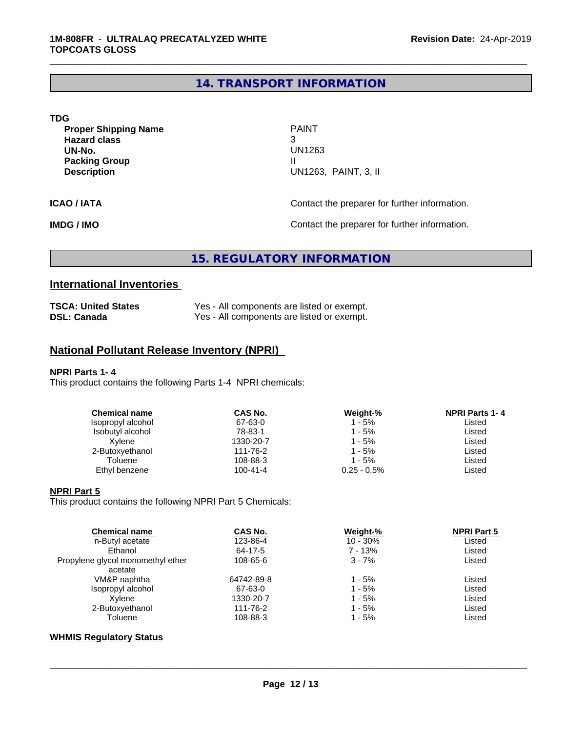## 14. TRANSPORT INFORMATION

**TDG**

| | |
|---|---|
| **Proper Shipping Name** | PAINT |
| **Hazard class** | 3 |
| **UN-No.** | UN1263 |
| **Packing Group** | II |
| **Description** | UN1263, PAINT, 3, II |

**ICAO / IATA** Contact the preparer for further information.

**IMDG / IMO** Contact the preparer for further information.

## 15. REGULATORY INFORMATION

### International Inventories

| | |
|---|---|
| **TSCA: United States** | Yes - All components are listed or exempt. |
| **DSL: Canada** | Yes - All components are listed or exempt. |

### National Pollutant Release Inventory (NPRI)

**NPRI Parts 1- 4**

This product contains the following Parts 1-4 NPRI chemicals:

| Chemical name | CAS No. | Weight-% | NPRI Parts 1- 4 |
|---|---|---|---|
| Isopropyl alcohol | 67-63-0 | 1 - 5% | Listed |
| Isobutyl alcohol | 78-83-1 | 1 - 5% | Listed |
| Xylene | 1330-20-7 | 1 - 5% | Listed |
| 2-Butoxyethanol | 111-76-2 | 1 - 5% | Listed |
| Toluene | 108-88-3 | 1 - 5% | Listed |
| Ethyl benzene | 100-41-4 | 0.25 - 0.5% | Listed |

**NPRI Part 5**

This product contains the following NPRI Part 5 Chemicals:

| Chemical name | CAS No. | Weight-% | NPRI Part 5 |
|---|---|---|---|
| n-Butyl acetate | 123-86-4 | 10 - 30% | Listed |
| Ethanol | 64-17-5 | 7 - 13% | Listed |
| Propylene glycol monomethyl ether acetate | 108-65-6 | 3 - 7% | Listed |
| VM&P naphtha | 64742-89-8 | 1 - 5% | Listed |
| Isopropyl alcohol | 67-63-0 | 1 - 5% | Listed |
| Xylene | 1330-20-7 | 1 - 5% | Listed |
| 2-Butoxyethanol | 111-76-2 | 1 - 5% | Listed |
| Toluene | 108-88-3 | 1 - 5% | Listed |

**WHMIS Regulatory Status**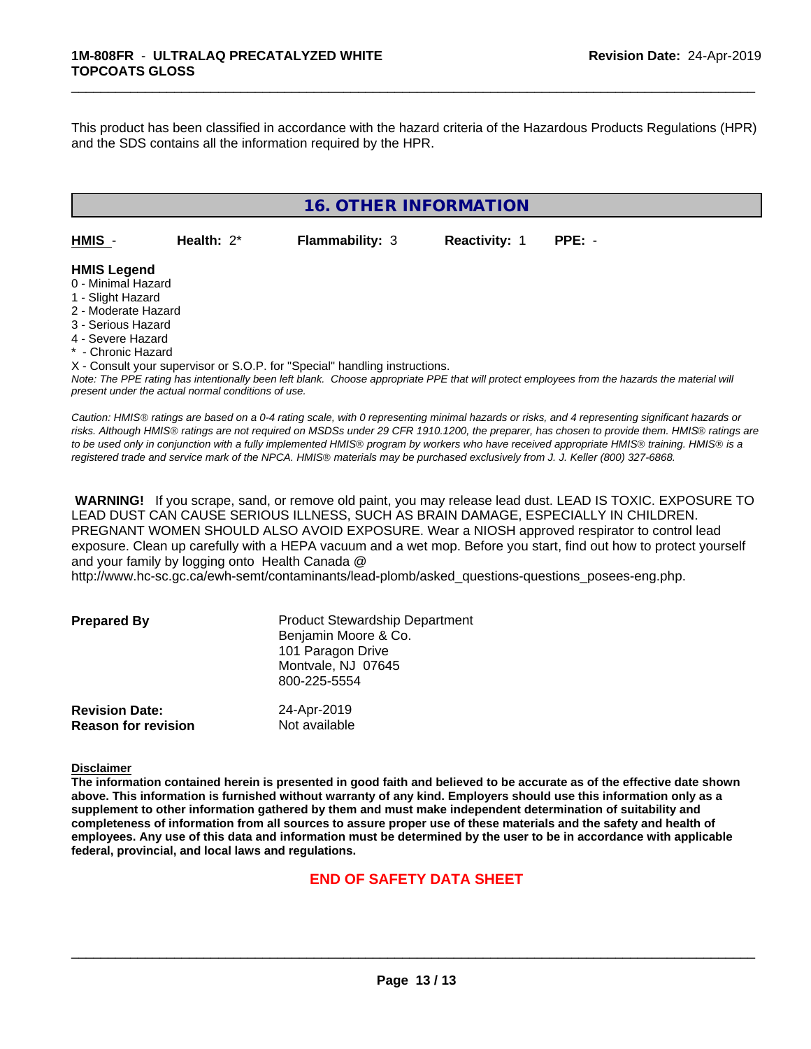This product has been classified in accordance with the hazard criteria of the Hazardous Products Regulations (HPR) and the SDS contains all the information required by the HPR.

## 16. OTHER INFORMATION

**HMIS** - **Health:** 2* **Flammability:** 3 **Reactivity:** 1 **PPE:** -

**HMIS Legend**

0 - Minimal Hazard
1 - Slight Hazard
2 - Moderate Hazard
3 - Serious Hazard
4 - Severe Hazard
* - Chronic Hazard
X - Consult your supervisor or S.O.P. for "Special" handling instructions.

*Note: The PPE rating has intentionally been left blank. Choose appropriate PPE that will protect employees from the hazards the material will present under the actual normal conditions of use.*

*Caution: HMIS® ratings are based on a 0-4 rating scale, with 0 representing minimal hazards or risks, and 4 representing significant hazards or risks. Although HMIS® ratings are not required on MSDSs under 29 CFR 1910.1200, the preparer, has chosen to provide them. HMIS® ratings are to be used only in conjunction with a fully implemented HMIS® program by workers who have received appropriate HMIS® training. HMIS® is a registered trade and service mark of the NPCA. HMIS® materials may be purchased exclusively from J. J. Keller (800) 327-6868.*

**WARNING!** If you scrape, sand, or remove old paint, you may release lead dust. LEAD IS TOXIC. EXPOSURE TO LEAD DUST CAN CAUSE SERIOUS ILLNESS, SUCH AS BRAIN DAMAGE, ESPECIALLY IN CHILDREN. PREGNANT WOMEN SHOULD ALSO AVOID EXPOSURE. Wear a NIOSH approved respirator to control lead exposure. Clean up carefully with a HEPA vacuum and a wet mop. Before you start, find out how to protect yourself and your family by logging onto Health Canada @ http://www.hc-sc.gc.ca/ewh-semt/contaminants/lead-plomb/asked_questions-questions_posees-eng.php.

| | |
|---|---|
| **Prepared By** | Product Stewardship Department<br>Benjamin Moore & Co.<br>101 Paragon Drive<br>Montvale, NJ 07645<br>800-225-5554 |
| **Revision Date:** | 24-Apr-2019 |
| **Reason for revision** | Not available |

**Disclaimer**

**The information contained herein is presented in good faith and believed to be accurate as of the effective date shown above. This information is furnished without warranty of any kind. Employers should use this information only as a supplement to other information gathered by them and must make independent determination of suitability and completeness of information from all sources to assure proper use of these materials and the safety and health of employees. Any use of this data and information must be determined by the user to be in accordance with applicable federal, provincial, and local laws and regulations.**

**END OF SAFETY DATA SHEET**